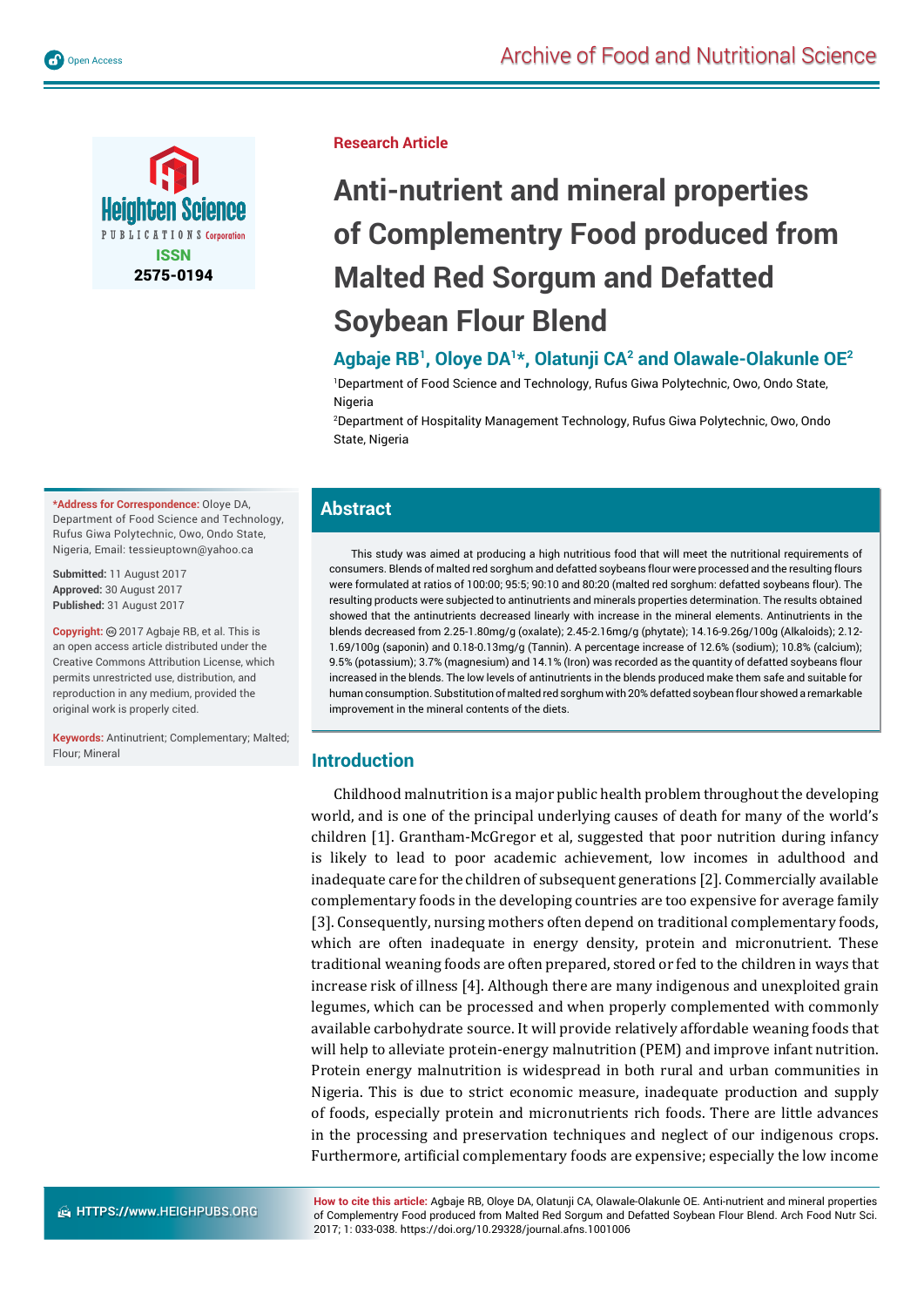Research Article

# Anti-nutrient and mineral properties of Complementry Food produced from Malted Red Sorgum and Defatted Soybean Flour Blend

**Agbaje RB[1], Oloye DA[1]*, Olatunji CA[2] and Olawale-Olakunle OE[2]**

[1]Department of Food Science and Technology, Rufus Giwa Polytechnic, Owo, Ondo State, Nigeria

[2]Department of Hospitality Management Technology, Rufus Giwa Polytechnic, Owo, Ondo State, Nigeria

**\*Address for Correspondence:** Oloye DA, Department of Food Science and Technology, Rufus Giwa Polytechnic, Owo, Ondo State, Nigeria, Email: tessieuptown@yahoo.ca

**Submitted:** 11 August 2017
**Approved:** 30 August 2017
**Published:** 31 August 2017

**Copyright:** © 2017 Agbaje RB, et al. This is an open access article distributed under the Creative Commons Attribution License, which permits unrestricted use, distribution, and reproduction in any medium, provided the original work is properly cited.

**Keywords:** Antinutrient; Complementary; Malted; Flour; Mineral

## Abstract

This study was aimed at producing a high nutritious food that will meet the nutritional requirements of consumers. Blends of malted red sorghum and defatted soybeans flour were processed and the resulting flours were formulated at ratios of 100:00; 95:5; 90:10 and 80:20 (malted red sorghum: defatted soybeans flour). The resulting products were subjected to antinutrients and minerals properties determination. The results obtained showed that the antinutrients decreased linearly with increase in the mineral elements. Antinutrients in the blends decreased from 2.25-1.80mg/g (oxalate); 2.45-2.16mg/g (phytate); 14.16-9.26g/100g (Alkaloids); 2.12-1.69/100g (saponin) and 0.18-0.13mg/g (Tannin). A percentage increase of 12.6% (sodium); 10.8% (calcium); 9.5% (potassium); 3.7% (magnesium) and 14.1% (Iron) was recorded as the quantity of defatted soybeans flour increased in the blends. The low levels of antinutrients in the blends produced make them safe and suitable for human consumption. Substitution of malted red sorghum with 20% defatted soybean flour showed a remarkable improvement in the mineral contents of the diets.

## Introduction

Childhood malnutrition is a major public health problem throughout the developing world, and is one of the principal underlying causes of death for many of the world's children [1]. Grantham-McGregor et al, suggested that poor nutrition during infancy is likely to lead to poor academic achievement, low incomes in adulthood and inadequate care for the children of subsequent generations [2]. Commercially available complementary foods in the developing countries are too expensive for average family [3]. Consequently, nursing mothers often depend on traditional complementary foods, which are often inadequate in energy density, protein and micronutrient. These traditional weaning foods are often prepared, stored or fed to the children in ways that increase risk of illness [4]. Although there are many indigenous and unexploited grain legumes, which can be processed and when properly complemented with commonly available carbohydrate source. It will provide relatively affordable weaning foods that will help to alleviate protein-energy malnutrition (PEM) and improve infant nutrition. Protein energy malnutrition is widespread in both rural and urban communities in Nigeria. This is due to strict economic measure, inadequate production and supply of foods, especially protein and micronutrients rich foods. There are little advances in the processing and preservation techniques and neglect of our indigenous crops. Furthermore, artificial complementary foods are expensive; especially the low income

**How to cite this article:** Agbaje RB, Oloye DA, Olatunji CA, Olawale-Olakunle OE. Anti-nutrient and mineral properties of Complementry Food produced from Malted Red Sorgum and Defatted Soybean Flour Blend. Arch Food Nutr Sci. 2017; 1: 033-038. https://doi.org/10.29328/journal.afns.1001006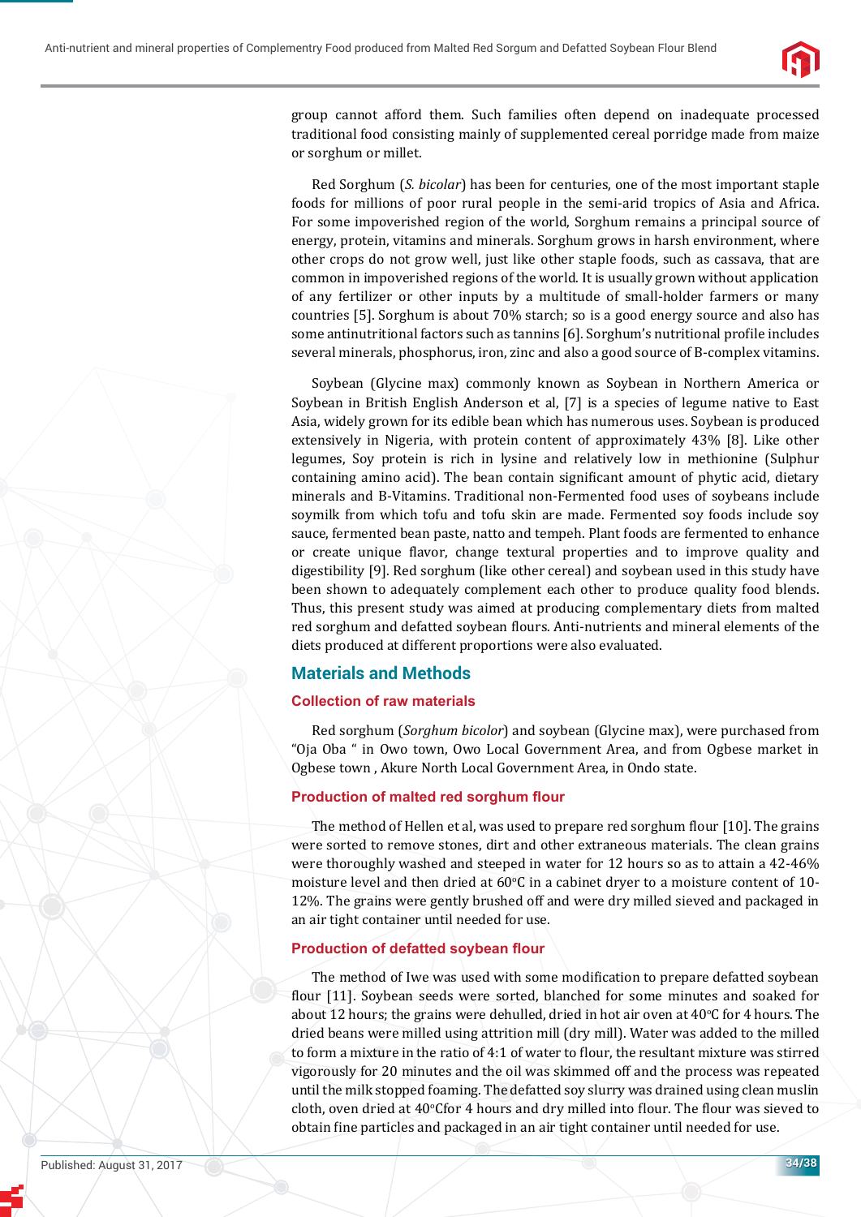group cannot afford them. Such families often depend on inadequate processed traditional food consisting mainly of supplemented cereal porridge made from maize or sorghum or millet.

Red Sorghum (*S. bicolar*) has been for centuries, one of the most important staple foods for millions of poor rural people in the semi-arid tropics of Asia and Africa. For some impoverished region of the world, Sorghum remains a principal source of energy, protein, vitamins and minerals. Sorghum grows in harsh environment, where other crops do not grow well, just like other staple foods, such as cassava, that are common in impoverished regions of the world. It is usually grown without application of any fertilizer or other inputs by a multitude of small-holder farmers or many countries [5]. Sorghum is about 70% starch; so is a good energy source and also has some antinutritional factors such as tannins [6]. Sorghum's nutritional profile includes several minerals, phosphorus, iron, zinc and also a good source of B-complex vitamins.

Soybean (Glycine max) commonly known as Soybean in Northern America or Soybean in British English Anderson et al, [7] is a species of legume native to East Asia, widely grown for its edible bean which has numerous uses. Soybean is produced extensively in Nigeria, with protein content of approximately 43% [8]. Like other legumes, Soy protein is rich in lysine and relatively low in methionine (Sulphur containing amino acid). The bean contain significant amount of phytic acid, dietary minerals and B-Vitamins. Traditional non-Fermented food uses of soybeans include soymilk from which tofu and tofu skin are made. Fermented soy foods include soy sauce, fermented bean paste, natto and tempeh. Plant foods are fermented to enhance or create unique flavor, change textural properties and to improve quality and digestibility [9]. Red sorghum (like other cereal) and soybean used in this study have been shown to adequately complement each other to produce quality food blends. Thus, this present study was aimed at producing complementary diets from malted red sorghum and defatted soybean flours. Anti-nutrients and mineral elements of the diets produced at different proportions were also evaluated.

## Materials and Methods

### Collection of raw materials

Red sorghum (*Sorghum bicolor*) and soybean (Glycine max), were purchased from "Oja Oba " in Owo town, Owo Local Government Area, and from Ogbese market in Ogbese town , Akure North Local Government Area, in Ondo state.

### Production of malted red sorghum flour

The method of Hellen et al, was used to prepare red sorghum flour [10]. The grains were sorted to remove stones, dirt and other extraneous materials. The clean grains were thoroughly washed and steeped in water for 12 hours so as to attain a 42-46% moisture level and then dried at 60°C in a cabinet dryer to a moisture content of 10-12%. The grains were gently brushed off and were dry milled sieved and packaged in an air tight container until needed for use.

### Production of defatted soybean flour

The method of Iwe was used with some modification to prepare defatted soybean flour [11]. Soybean seeds were sorted, blanched for some minutes and soaked for about 12 hours; the grains were dehulled, dried in hot air oven at 40°C for 4 hours. The dried beans were milled using attrition mill (dry mill). Water was added to the milled to form a mixture in the ratio of 4:1 of water to flour, the resultant mixture was stirred vigorously for 20 minutes and the oil was skimmed off and the process was repeated until the milk stopped foaming. The defatted soy slurry was drained using clean muslin cloth, oven dried at 40°Cfor 4 hours and dry milled into flour. The flour was sieved to obtain fine particles and packaged in an air tight container until needed for use.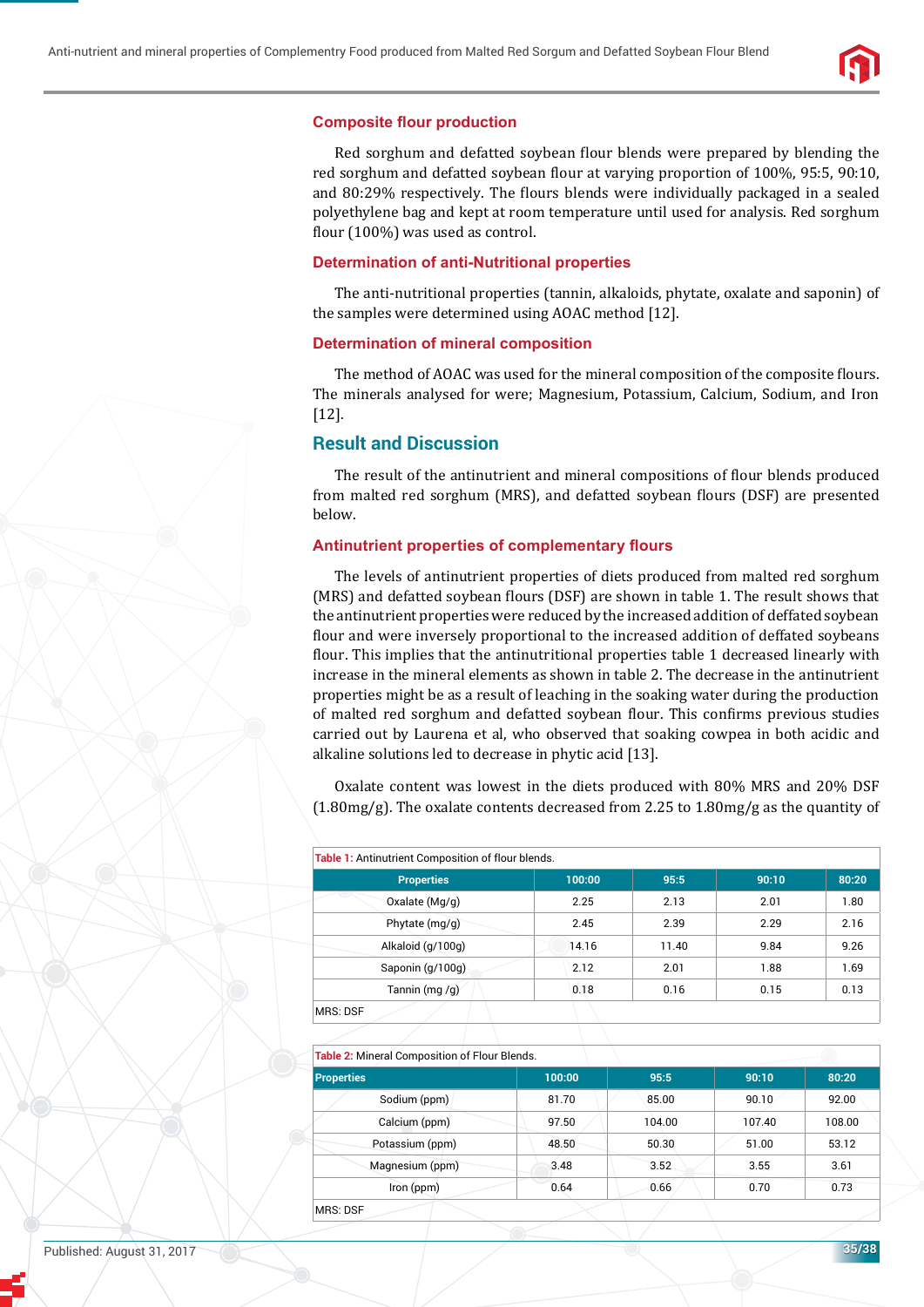### Composite flour production

Red sorghum and defatted soybean flour blends were prepared by blending the red sorghum and defatted soybean flour at varying proportion of 100%, 95:5, 90:10, and 80:29% respectively. The flours blends were individually packaged in a sealed polyethylene bag and kept at room temperature until used for analysis. Red sorghum flour (100%) was used as control.

### Determination of anti-Nutritional properties

The anti-nutritional properties (tannin, alkaloids, phytate, oxalate and saponin) of the samples were determined using AOAC method [12].

### Determination of mineral composition

The method of AOAC was used for the mineral composition of the composite flours. The minerals analysed for were; Magnesium, Potassium, Calcium, Sodium, and Iron [12].

## Result and Discussion

The result of the antinutrient and mineral compositions of flour blends produced from malted red sorghum (MRS), and defatted soybean flours (DSF) are presented below.

### Antinutrient properties of complementary flours

The levels of antinutrient properties of diets produced from malted red sorghum (MRS) and defatted soybean flours (DSF) are shown in table 1. The result shows that the antinutrient properties were reduced by the increased addition of deffated soybean flour and were inversely proportional to the increased addition of deffated soybeans flour. This implies that the antinutritional properties table 1 decreased linearly with increase in the mineral elements as shown in table 2. The decrease in the antinutrient properties might be as a result of leaching in the soaking water during the production of malted red sorghum and defatted soybean flour. This confirms previous studies carried out by Laurena et al, who observed that soaking cowpea in both acidic and alkaline solutions led to decrease in phytic acid [13].

Oxalate content was lowest in the diets produced with 80% MRS and 20% DSF (1.80mg/g). The oxalate contents decreased from 2.25 to 1.80mg/g as the quantity of

**Table 1:** Antinutrient Composition of flour blends.

| Properties | 100:00 | 95:5 | 90:10 | 80:20 |
|---|---|---|---|---|
| Oxalate (Mg/g) | 2.25 | 2.13 | 2.01 | 1.80 |
| Phytate (mg/g) | 2.45 | 2.39 | 2.29 | 2.16 |
| Alkaloid (g/100g) | 14.16 | 11.40 | 9.84 | 9.26 |
| Saponin (g/100g) | 2.12 | 2.01 | 1.88 | 1.69 |
| Tannin (mg /g) | 0.18 | 0.16 | 0.15 | 0.13 |

MRS: DSF

**Table 2:** Mineral Composition of Flour Blends.

| Properties | 100:00 | 95:5 | 90:10 | 80:20 |
|---|---|---|---|---|
| Sodium (ppm) | 81.70 | 85.00 | 90.10 | 92.00 |
| Calcium (ppm) | 97.50 | 104.00 | 107.40 | 108.00 |
| Potassium (ppm) | 48.50 | 50.30 | 51.00 | 53.12 |
| Magnesium (ppm) | 3.48 | 3.52 | 3.55 | 3.61 |
| Iron (ppm) | 0.64 | 0.66 | 0.70 | 0.73 |

MRS: DSF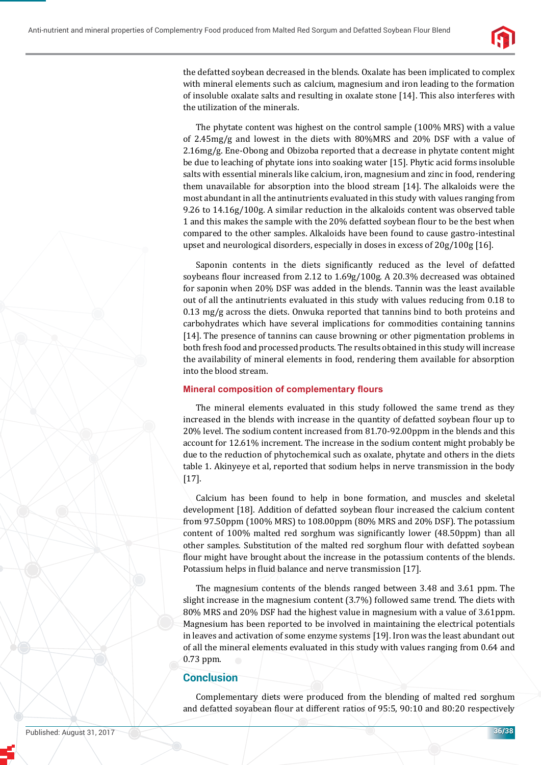the defatted soybean decreased in the blends. Oxalate has been implicated to complex with mineral elements such as calcium, magnesium and iron leading to the formation of insoluble oxalate salts and resulting in oxalate stone [14]. This also interferes with the utilization of the minerals.

The phytate content was highest on the control sample (100% MRS) with a value of 2.45mg/g and lowest in the diets with 80%MRS and 20% DSF with a value of 2.16mg/g. Ene-Obong and Obizoba reported that a decrease in phytate content might be due to leaching of phytate ions into soaking water [15]. Phytic acid forms insoluble salts with essential minerals like calcium, iron, magnesium and zinc in food, rendering them unavailable for absorption into the blood stream [14]. The alkaloids were the most abundant in all the antinutrients evaluated in this study with values ranging from 9.26 to 14.16g/100g. A similar reduction in the alkaloids content was observed table 1 and this makes the sample with the 20% defatted soybean flour to be the best when compared to the other samples. Alkaloids have been found to cause gastro-intestinal upset and neurological disorders, especially in doses in excess of 20g/100g [16].

Saponin contents in the diets significantly reduced as the level of defatted soybeans flour increased from 2.12 to 1.69g/100g. A 20.3% decreased was obtained for saponin when 20% DSF was added in the blends. Tannin was the least available out of all the antinutrients evaluated in this study with values reducing from 0.18 to 0.13 mg/g across the diets. Onwuka reported that tannins bind to both proteins and carbohydrates which have several implications for commodities containing tannins [14]. The presence of tannins can cause browning or other pigmentation problems in both fresh food and processed products. The results obtained in this study will increase the availability of mineral elements in food, rendering them available for absorption into the blood stream.

### Mineral composition of complementary flours

The mineral elements evaluated in this study followed the same trend as they increased in the blends with increase in the quantity of defatted soybean flour up to 20% level. The sodium content increased from 81.70-92.00ppm in the blends and this account for 12.61% increment. The increase in the sodium content might probably be due to the reduction of phytochemical such as oxalate, phytate and others in the diets table 1. Akinyeye et al, reported that sodium helps in nerve transmission in the body [17].

Calcium has been found to help in bone formation, and muscles and skeletal development [18]. Addition of defatted soybean flour increased the calcium content from 97.50ppm (100% MRS) to 108.00ppm (80% MRS and 20% DSF). The potassium content of 100% malted red sorghum was significantly lower (48.50ppm) than all other samples. Substitution of the malted red sorghum flour with defatted soybean flour might have brought about the increase in the potassium contents of the blends. Potassium helps in fluid balance and nerve transmission [17].

The magnesium contents of the blends ranged between 3.48 and 3.61 ppm. The slight increase in the magnesium content (3.7%) followed same trend. The diets with 80% MRS and 20% DSF had the highest value in magnesium with a value of 3.61ppm. Magnesium has been reported to be involved in maintaining the electrical potentials in leaves and activation of some enzyme systems [19]. Iron was the least abundant out of all the mineral elements evaluated in this study with values ranging from 0.64 and 0.73 ppm.

## Conclusion

Complementary diets were produced from the blending of malted red sorghum and defatted soyabean flour at different ratios of 95:5, 90:10 and 80:20 respectively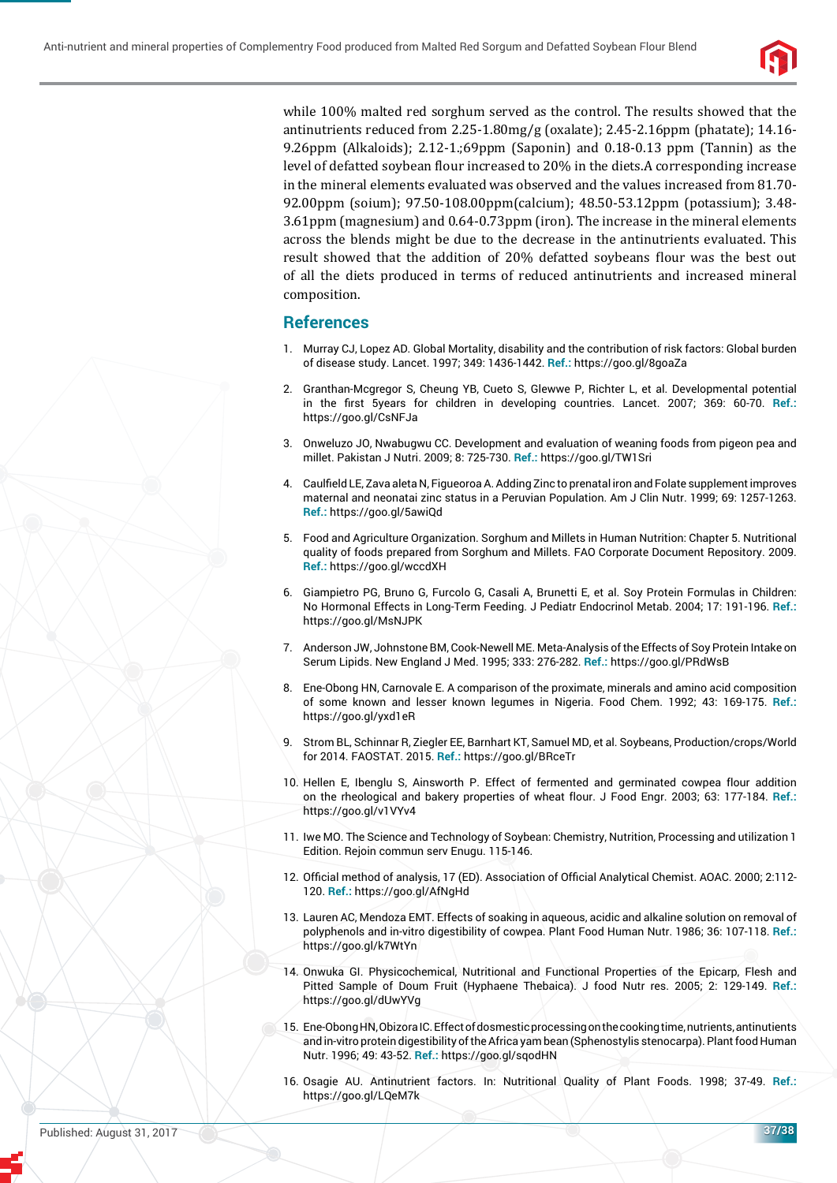while 100% malted red sorghum served as the control. The results showed that the antinutrients reduced from 2.25-1.80mg/g (oxalate); 2.45-2.16ppm (phatate); 14.16-9.26ppm (Alkaloids); 2.12-1.;69ppm (Saponin) and 0.18-0.13 ppm (Tannin) as the level of defatted soybean flour increased to 20% in the diets.A corresponding increase in the mineral elements evaluated was observed and the values increased from 81.70-92.00ppm (soium); 97.50-108.00ppm(calcium); 48.50-53.12ppm (potassium); 3.48-3.61ppm (magnesium) and 0.64-0.73ppm (iron). The increase in the mineral elements across the blends might be due to the decrease in the antinutrients evaluated. This result showed that the addition of 20% defatted soybeans flour was the best out of all the diets produced in terms of reduced antinutrients and increased mineral composition.

## References

1. Murray CJ, Lopez AD. Global Mortality, disability and the contribution of risk factors: Global burden of disease study. Lancet. 1997; 349: 1436-1442. **Ref.:** https://goo.gl/8goaZa
2. Granthan-Mcgregor S, Cheung YB, Cueto S, Glewwe P, Richter L, et al. Developmental potential in the first 5years for children in developing countries. Lancet. 2007; 369: 60-70. **Ref.:** https://goo.gl/CsNFJa
3. Onweluzo JO, Nwabugwu CC. Development and evaluation of weaning foods from pigeon pea and millet. Pakistan J Nutri. 2009; 8: 725-730. **Ref.:** https://goo.gl/TW1Sri
4. Caulfield LE, Zava aleta N, Figueroa A. Adding Zinc to prenatal iron and Folate supplement improves maternal and neonatai zinc status in a Peruvian Population. Am J Clin Nutr. 1999; 69: 1257-1263. **Ref.:** https://goo.gl/5awiQd
5. Food and Agriculture Organization. Sorghum and Millets in Human Nutrition: Chapter 5. Nutritional quality of foods prepared from Sorghum and Millets. FAO Corporate Document Repository. 2009. **Ref.:** https://goo.gl/wccdXH
6. Giampietro PG, Bruno G, Furcolo G, Casali A, Brunetti E, et al. Soy Protein Formulas in Children: No Hormonal Effects in Long-Term Feeding. J Pediatr Endocrinol Metab. 2004; 17: 191-196. **Ref.:** https://goo.gl/MsNJPK
7. Anderson JW, Johnstone BM, Cook-Newell ME. Meta-Analysis of the Effects of Soy Protein Intake on Serum Lipids. New England J Med. 1995; 333: 276-282. **Ref.:** https://goo.gl/PRdWsB
8. Ene-Obong HN, Carnovale E. A comparison of the proximate, minerals and amino acid composition of some known and lesser known legumes in Nigeria. Food Chem. 1992; 43: 169-175. **Ref.:** https://goo.gl/yxd1eR
9. Strom BL, Schinnar R, Ziegler EE, Barnhart KT, Samuel MD, et al. Soybeans, Production/crops/World for 2014. FAOSTAT. 2015. **Ref.:** https://goo.gl/BRceTr
10. Hellen E, Ibenglu S, Ainsworth P. Effect of fermented and germinated cowpea flour addition on the rheological and bakery properties of wheat flour. J Food Engr. 2003; 63: 177-184. **Ref.:** https://goo.gl/v1VYv4
11. Iwe MO. The Science and Technology of Soybean: Chemistry, Nutrition, Processing and utilization 1 Edition. Rejoin commun serv Enugu. 115-146.
12. Official method of analysis, 17 (ED). Association of Official Analytical Chemist. AOAC. 2000; 2:112-120. **Ref.:** https://goo.gl/AfNgHd
13. Lauren AC, Mendoza EMT. Effects of soaking in aqueous, acidic and alkaline solution on removal of polyphenols and in-vitro digestibility of cowpea. Plant Food Human Nutr. 1986; 36: 107-118. **Ref.:** https://goo.gl/k7WtYn
14. Onwuka GI. Physicochemical, Nutritional and Functional Properties of the Epicarp, Flesh and Pitted Sample of Doum Fruit (Hyphaene Thebaica). J food Nutr res. 2005; 2: 129-149. **Ref.:** https://goo.gl/dUwYVg
15. Ene-Obong HN, Obizora IC. Effect of dosmestic processing on the cooking time, nutrients, antinutrients and in-vitro protein digestibility of the Africa yam bean (Sphenostylis stenocarpa). Plant food Human Nutr. 1996; 49: 43-52. **Ref.:** https://goo.gl/sqodHN
16. Osagie AU. Antinutrient factors. In: Nutritional Quality of Plant Foods. 1998; 37-49. **Ref.:** https://goo.gl/LQeM7k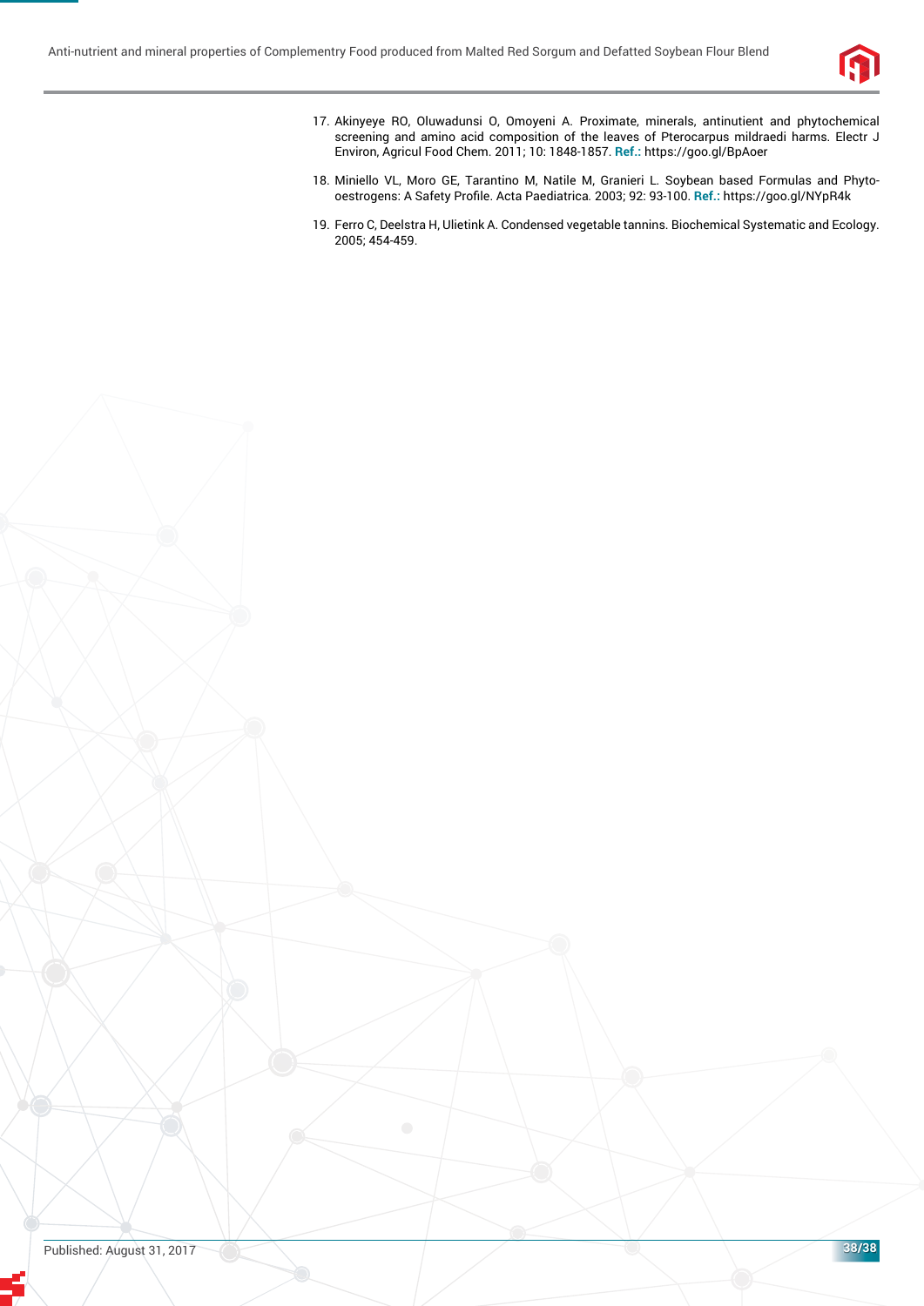17. Akinyeye RO, Oluwadunsi O, Omoyeni A. Proximate, minerals, antinutient and phytochemical screening and amino acid composition of the leaves of Pterocarpus mildraedi harms. Electr J Environ, Agricul Food Chem. 2011; 10: 1848-1857. **Ref.:** https://goo.gl/BpAoer

18. Miniello VL, Moro GE, Tarantino M, Natile M, Granieri L. Soybean based Formulas and Phyto-oestrogens: A Safety Profile. Acta Paediatrica. 2003; 92: 93-100. **Ref.:** https://goo.gl/NYpR4k

19. Ferro C, Deelstra H, Ulietink A. Condensed vegetable tannins. Biochemical Systematic and Ecology. 2005; 454-459.